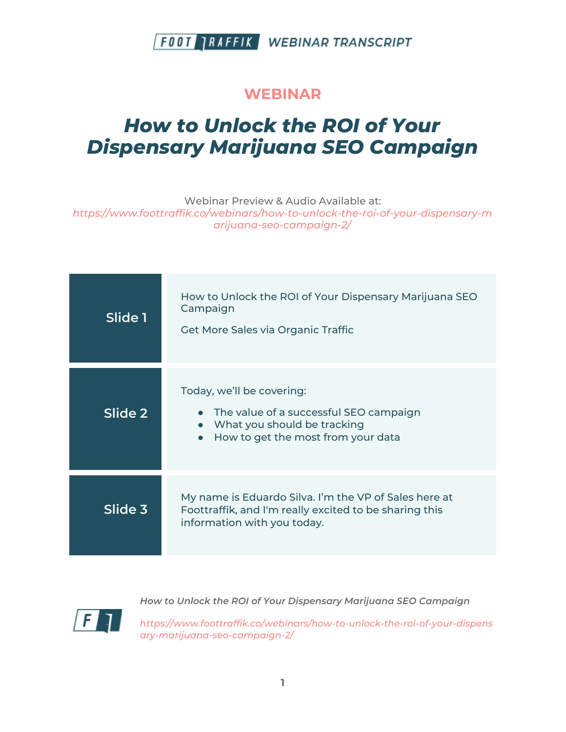## WEBINAR

# *How to Unlock the ROI of Your Dispensary Marijuana SEO Campaign*

Webinar Preview & Audio Available at:
*https://www.foottraffik.co/webinars/how-to-unlock-the-roi-of-your-dispensary-marijuana-seo-campaign-2/*

| | |
|---|---|
| **Slide 1** | How to Unlock the ROI of Your Dispensary Marijuana SEO Campaign<br><br>Get More Sales via Organic Traffic |
| **Slide 2** | Today, we'll be covering:<br>● The value of a successful SEO campaign<br>● What you should be tracking<br>● How to get the most from your data |
| **Slide 3** | My name is Eduardo Silva. I'm the VP of Sales here at Foottraffik, and I'm really excited to be sharing this information with you today. |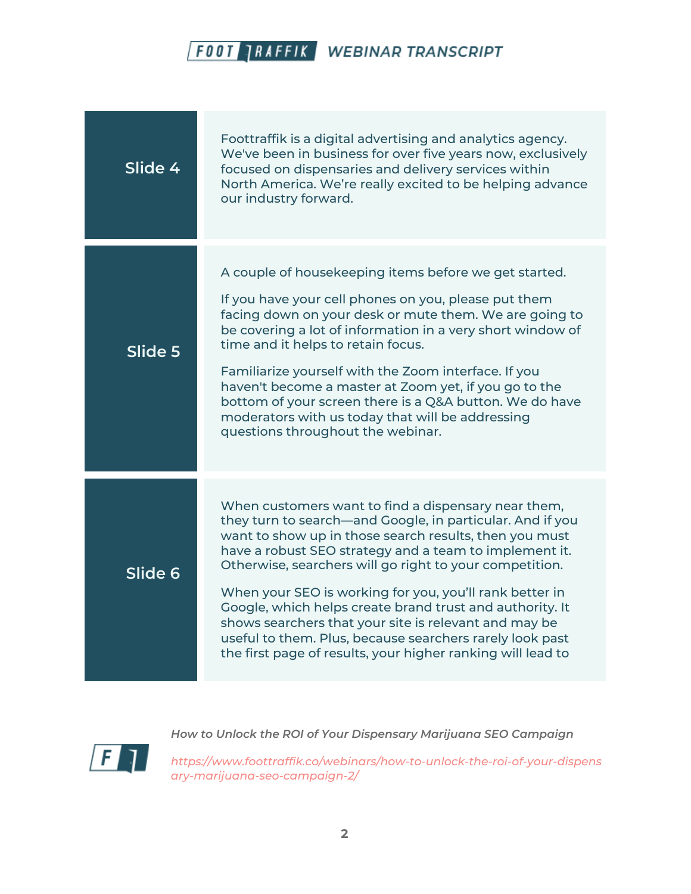| | |
|---|---|
| **Slide 4** | Foottraffik is a digital advertising and analytics agency. We've been in business for over five years now, exclusively focused on dispensaries and delivery services within North America. We're really excited to be helping advance our industry forward. |
| **Slide 5** | A couple of housekeeping items before we get started.<br><br>If you have your cell phones on you, please put them facing down on your desk or mute them. We are going to be covering a lot of information in a very short window of time and it helps to retain focus.<br><br>Familiarize yourself with the Zoom interface. If you haven't become a master at Zoom yet, if you go to the bottom of your screen there is a Q&A button. We do have moderators with us today that will be addressing questions throughout the webinar. |
| **Slide 6** | When customers want to find a dispensary near them, they turn to search—and Google, in particular. And if you want to show up in those search results, then you must have a robust SEO strategy and a team to implement it. Otherwise, searchers will go right to your competition.<br><br>When your SEO is working for you, you'll rank better in Google, which helps create brand trust and authority. It shows searchers that your site is relevant and may be useful to them. Plus, because searchers rarely look past the first page of results, your higher ranking will lead to |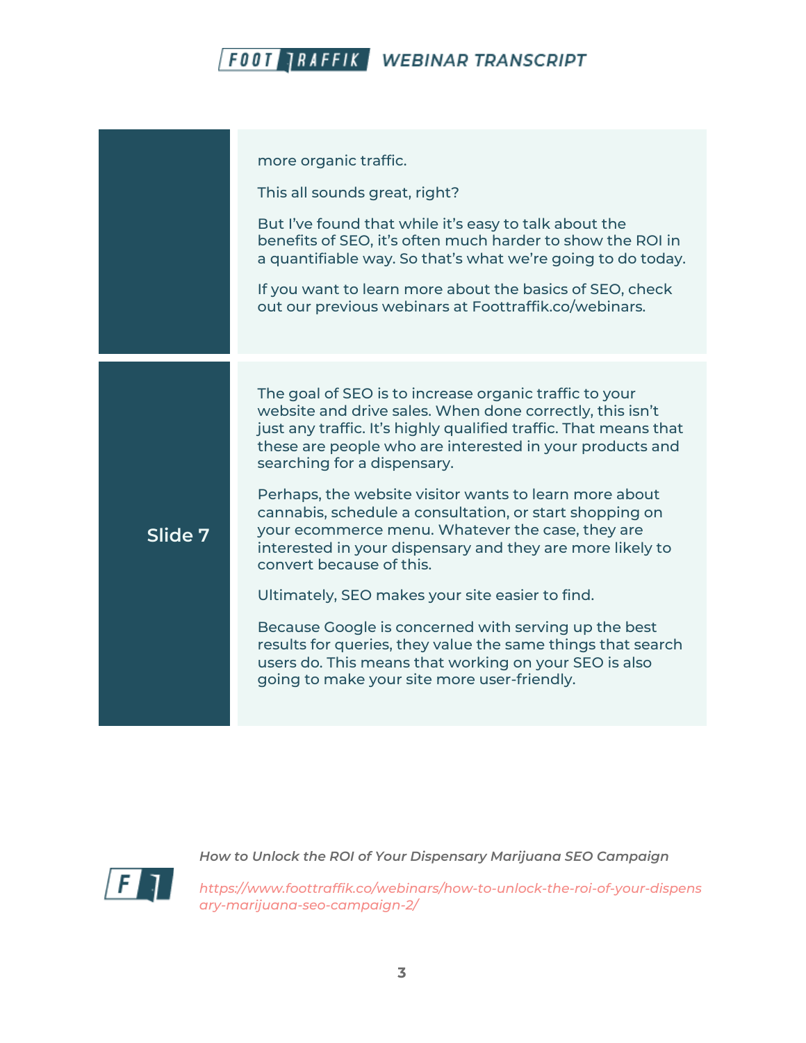more organic traffic.

This all sounds great, right?

But I've found that while it's easy to talk about the benefits of SEO, it's often much harder to show the ROI in a quantifiable way. So that's what we're going to do today.

If you want to learn more about the basics of SEO, check out our previous webinars at Foottraffik.co/webinars.

**Slide 7**

The goal of SEO is to increase organic traffic to your website and drive sales. When done correctly, this isn't just any traffic. It's highly qualified traffic. That means that these are people who are interested in your products and searching for a dispensary.

Perhaps, the website visitor wants to learn more about cannabis, schedule a consultation, or start shopping on your ecommerce menu. Whatever the case, they are interested in your dispensary and they are more likely to convert because of this.

Ultimately, SEO makes your site easier to find.

Because Google is concerned with serving up the best results for queries, they value the same things that search users do. This means that working on your SEO is also going to make your site more user-friendly.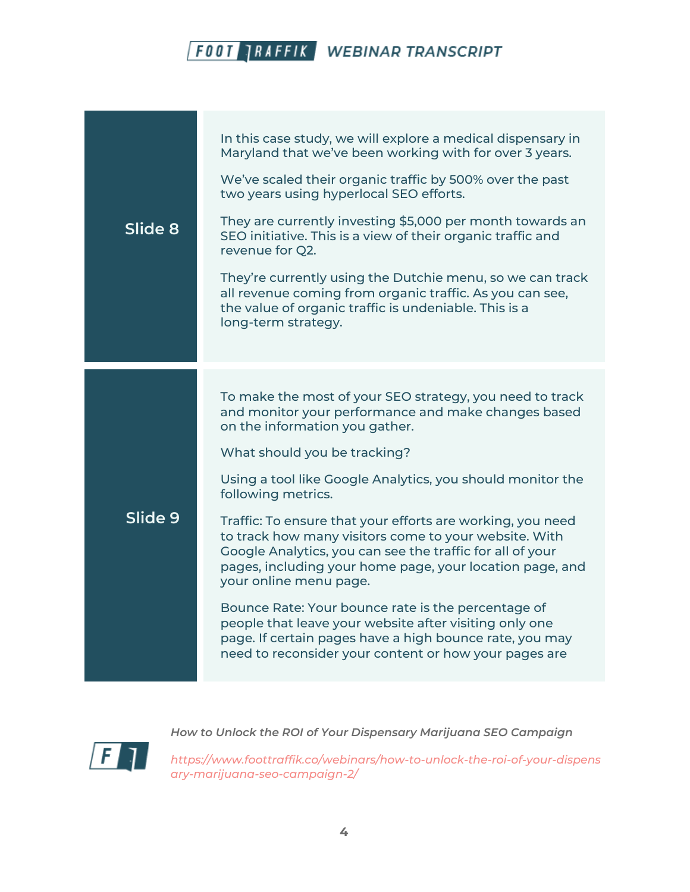## Slide 8

In this case study, we will explore a medical dispensary in Maryland that we've been working with for over 3 years.

We've scaled their organic traffic by 500% over the past two years using hyperlocal SEO efforts.

They are currently investing $5,000 per month towards an SEO initiative. This is a view of their organic traffic and revenue for Q2.

They're currently using the Dutchie menu, so we can track all revenue coming from organic traffic. As you can see, the value of organic traffic is undeniable. This is a long-term strategy.

## Slide 9

To make the most of your SEO strategy, you need to track and monitor your performance and make changes based on the information you gather.

What should you be tracking?

Using a tool like Google Analytics, you should monitor the following metrics.

Traffic: To ensure that your efforts are working, you need to track how many visitors come to your website. With Google Analytics, you can see the traffic for all of your pages, including your home page, your location page, and your online menu page.

Bounce Rate: Your bounce rate is the percentage of people that leave your website after visiting only one page. If certain pages have a high bounce rate, you may need to reconsider your content or how your pages are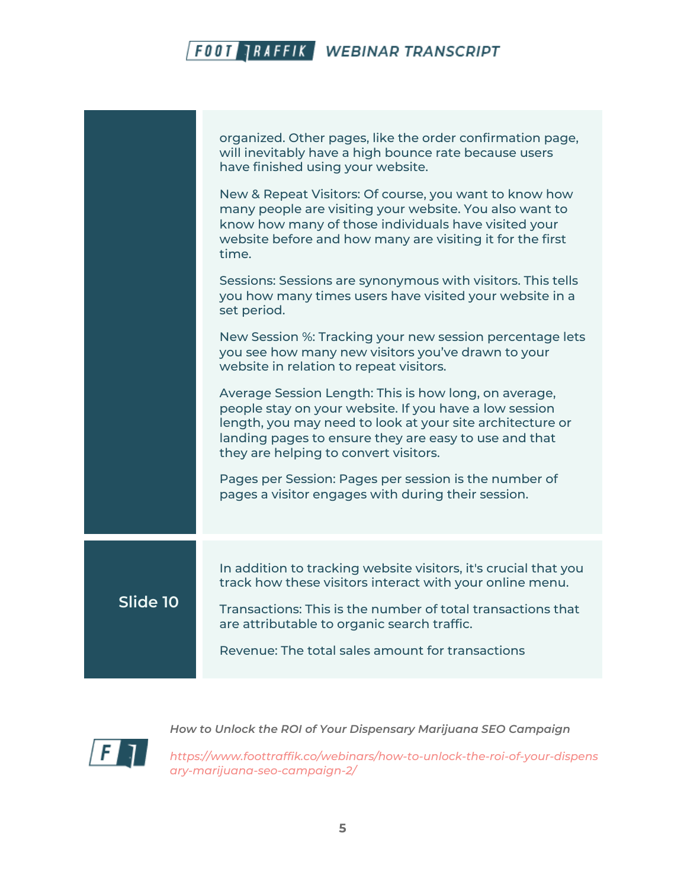organized. Other pages, like the order confirmation page, will inevitably have a high bounce rate because users have finished using your website.

New & Repeat Visitors: Of course, you want to know how many people are visiting your website. You also want to know how many of those individuals have visited your website before and how many are visiting it for the first time.

Sessions: Sessions are synonymous with visitors. This tells you how many times users have visited your website in a set period.

New Session %: Tracking your new session percentage lets you see how many new visitors you've drawn to your website in relation to repeat visitors.

Average Session Length: This is how long, on average, people stay on your website. If you have a low session length, you may need to look at your site architecture or landing pages to ensure they are easy to use and that they are helping to convert visitors.

Pages per Session: Pages per session is the number of pages a visitor engages with during their session.

**Slide 10**

In addition to tracking website visitors, it's crucial that you track how these visitors interact with your online menu.

Transactions: This is the number of total transactions that are attributable to organic search traffic.

Revenue: The total sales amount for transactions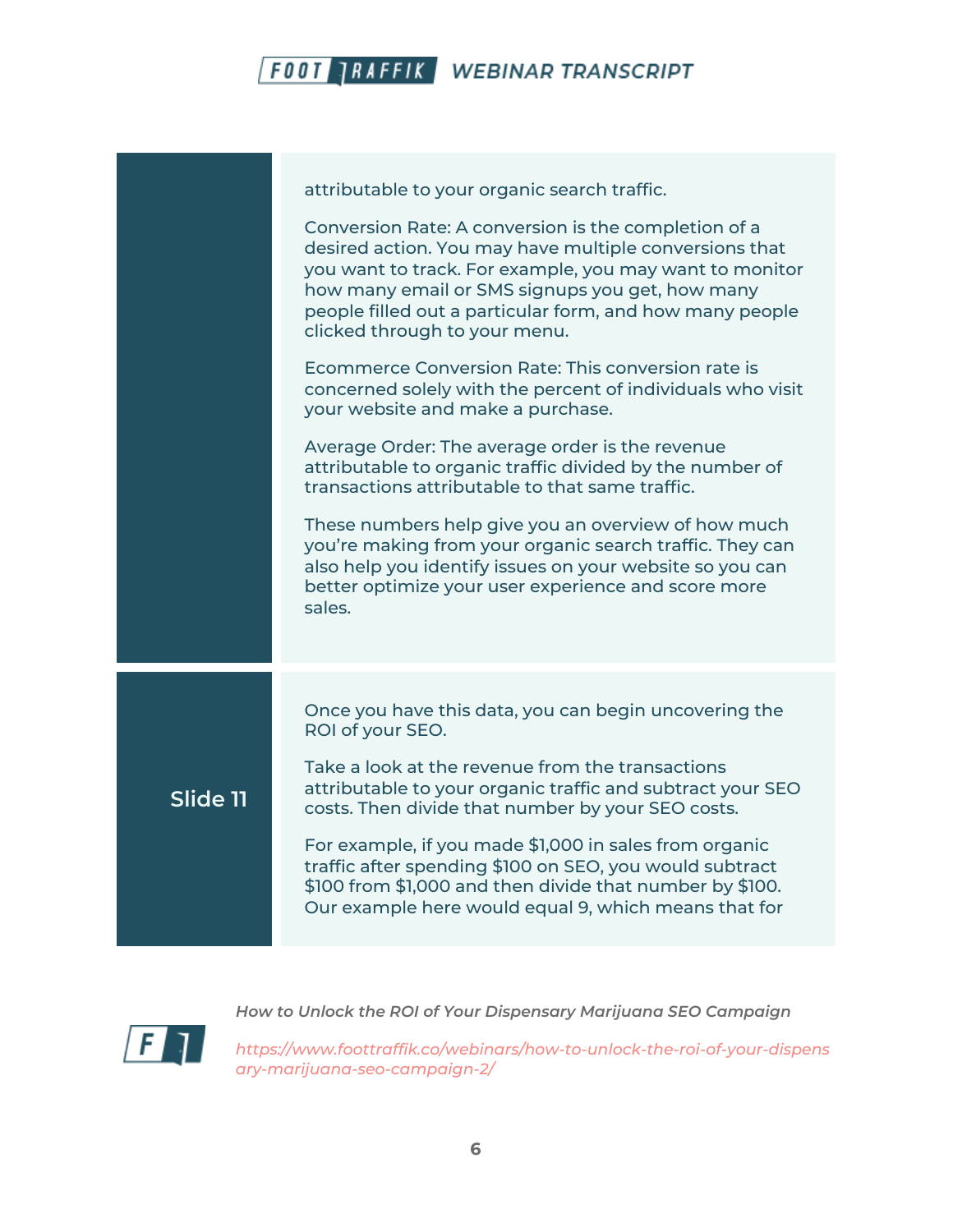attributable to your organic search traffic.

Conversion Rate: A conversion is the completion of a desired action. You may have multiple conversions that you want to track. For example, you may want to monitor how many email or SMS signups you get, how many people filled out a particular form, and how many people clicked through to your menu.

Ecommerce Conversion Rate: This conversion rate is concerned solely with the percent of individuals who visit your website and make a purchase.

Average Order: The average order is the revenue attributable to organic traffic divided by the number of transactions attributable to that same traffic.

These numbers help give you an overview of how much you're making from your organic search traffic. They can also help you identify issues on your website so you can better optimize your user experience and score more sales.

**Slide 11**

Once you have this data, you can begin uncovering the ROI of your SEO.

Take a look at the revenue from the transactions attributable to your organic traffic and subtract your SEO costs. Then divide that number by your SEO costs.

For example, if you made $1,000 in sales from organic traffic after spending $100 on SEO, you would subtract $100 from $1,000 and then divide that number by $100. Our example here would equal 9, which means that for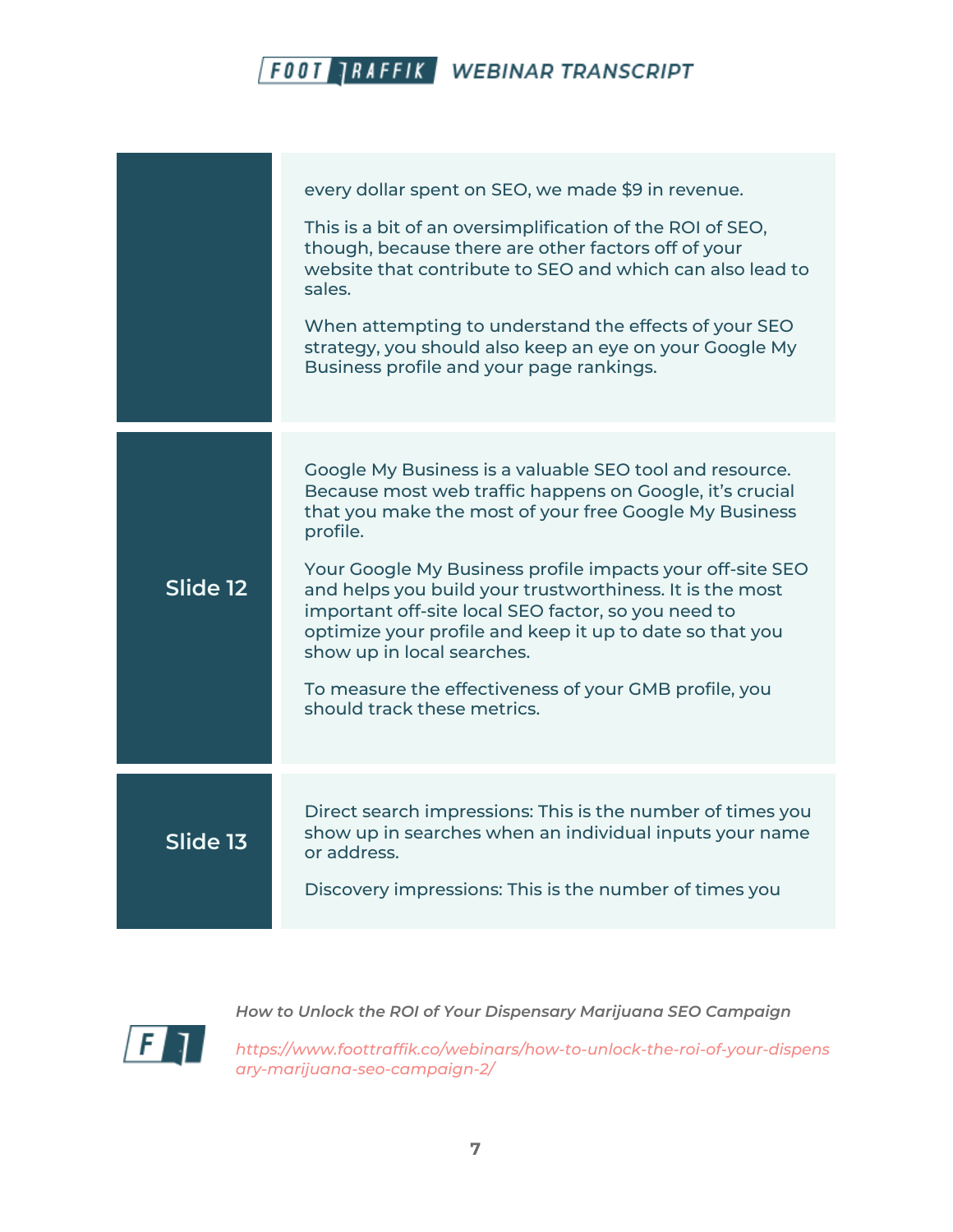| | |
|---|---|
| | every dollar spent on SEO, we made $9 in revenue.<br><br>This is a bit of an oversimplification of the ROI of SEO, though, because there are other factors off of your website that contribute to SEO and which can also lead to sales.<br><br>When attempting to understand the effects of your SEO strategy, you should also keep an eye on your Google My Business profile and your page rankings. |
| **Slide 12** | Google My Business is a valuable SEO tool and resource. Because most web traffic happens on Google, it's crucial that you make the most of your free Google My Business profile.<br><br>Your Google My Business profile impacts your off-site SEO and helps you build your trustworthiness. It is the most important off-site local SEO factor, so you need to optimize your profile and keep it up to date so that you show up in local searches.<br><br>To measure the effectiveness of your GMB profile, you should track these metrics. |
| **Slide 13** | Direct search impressions: This is the number of times you show up in searches when an individual inputs your name or address.<br><br>Discovery impressions: This is the number of times you |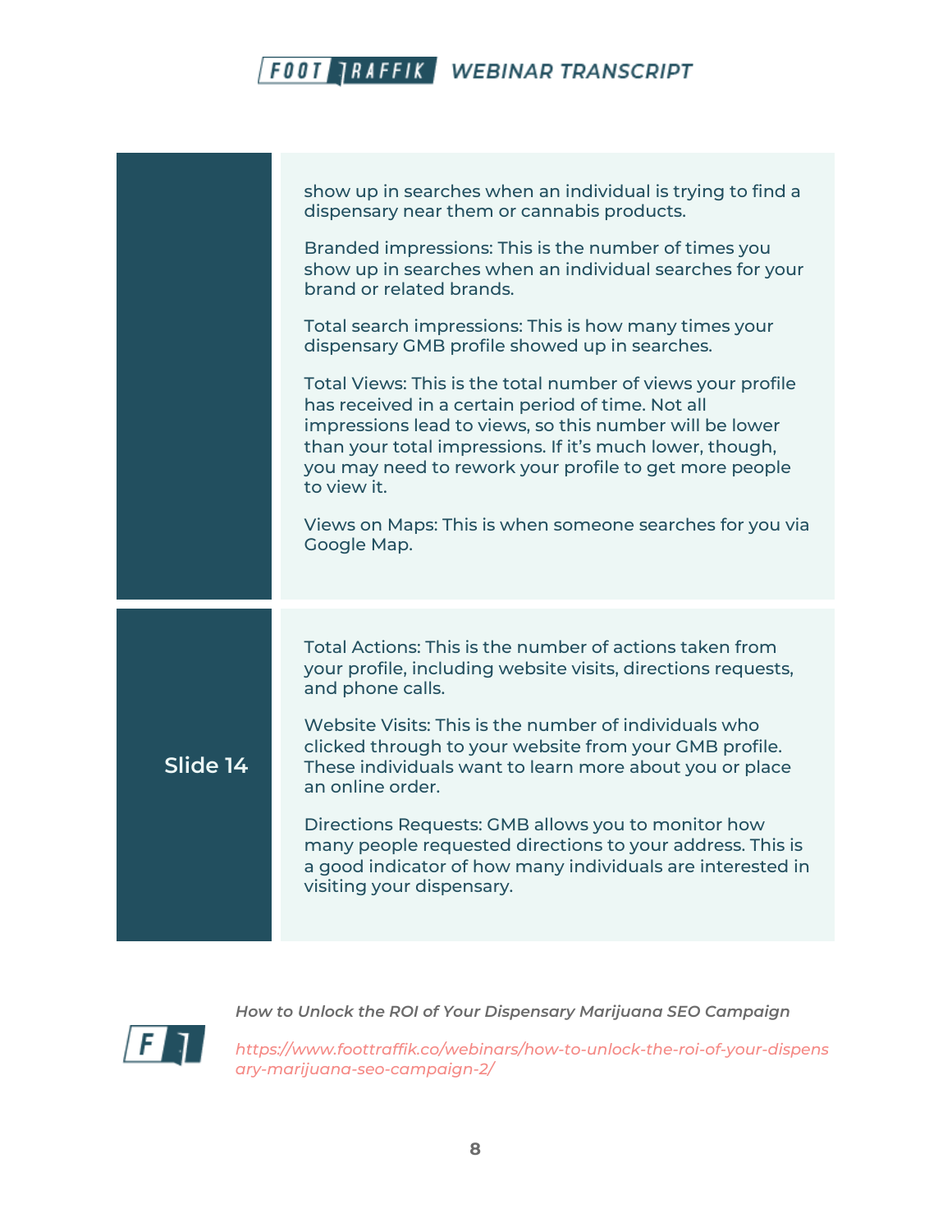| | |
|---|---|
| | show up in searches when an individual is trying to find a dispensary near them or cannabis products.<br><br>Branded impressions: This is the number of times you show up in searches when an individual searches for your brand or related brands.<br><br>Total search impressions: This is how many times your dispensary GMB profile showed up in searches.<br><br>Total Views: This is the total number of views your profile has received in a certain period of time. Not all impressions lead to views, so this number will be lower than your total impressions. If it's much lower, though, you may need to rework your profile to get more people to view it.<br><br>Views on Maps: This is when someone searches for you via Google Map. |
| **Slide 14** | Total Actions: This is the number of actions taken from your profile, including website visits, directions requests, and phone calls.<br><br>Website Visits: This is the number of individuals who clicked through to your website from your GMB profile. These individuals want to learn more about you or place an online order.<br><br>Directions Requests: GMB allows you to monitor how many people requested directions to your address. This is a good indicator of how many individuals are interested in visiting your dispensary. |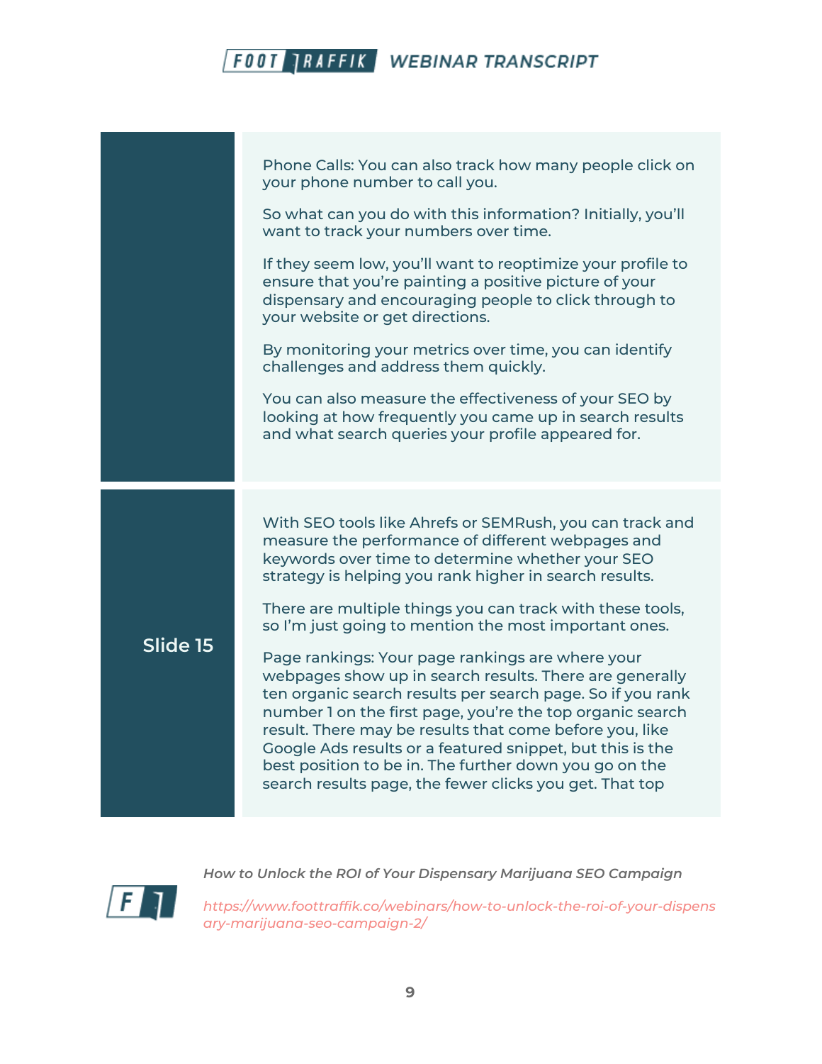Phone Calls: You can also track how many people click on your phone number to call you.

So what can you do with this information? Initially, you'll want to track your numbers over time.

If they seem low, you'll want to reoptimize your profile to ensure that you're painting a positive picture of your dispensary and encouraging people to click through to your website or get directions.

By monitoring your metrics over time, you can identify challenges and address them quickly.

You can also measure the effectiveness of your SEO by looking at how frequently you came up in search results and what search queries your profile appeared for.

**Slide 15**

With SEO tools like Ahrefs or SEMRush, you can track and measure the performance of different webpages and keywords over time to determine whether your SEO strategy is helping you rank higher in search results.

There are multiple things you can track with these tools, so I'm just going to mention the most important ones.

Page rankings: Your page rankings are where your webpages show up in search results. There are generally ten organic search results per search page. So if you rank number 1 on the first page, you're the top organic search result. There may be results that come before you, like Google Ads results or a featured snippet, but this is the best position to be in. The further down you go on the search results page, the fewer clicks you get. That top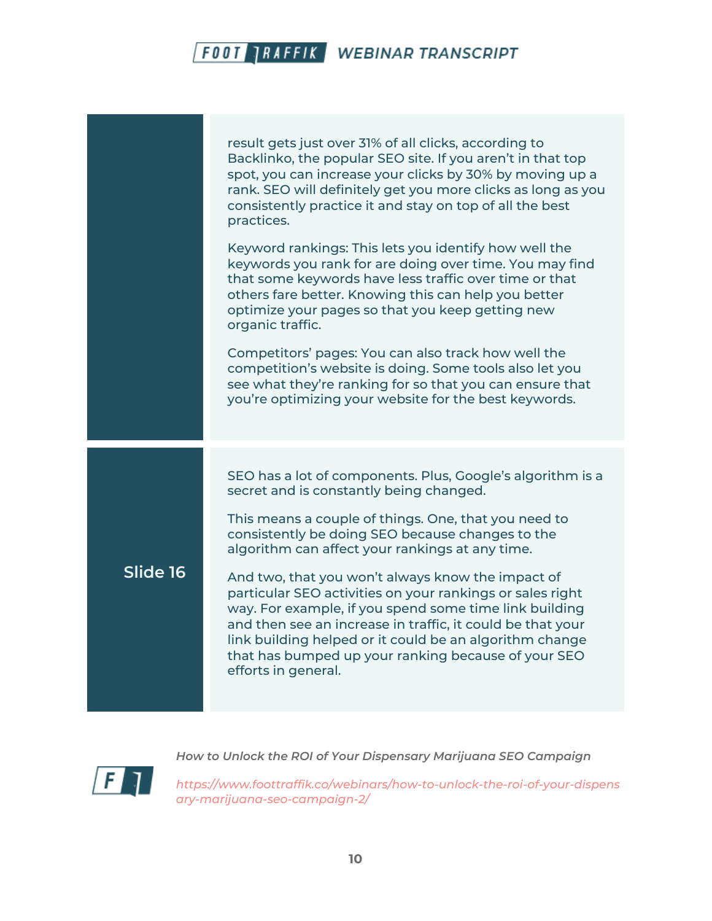result gets just over 31% of all clicks, according to Backlinko, the popular SEO site. If you aren't in that top spot, you can increase your clicks by 30% by moving up a rank. SEO will definitely get you more clicks as long as you consistently practice it and stay on top of all the best practices.

Keyword rankings: This lets you identify how well the keywords you rank for are doing over time. You may find that some keywords have less traffic over time or that others fare better. Knowing this can help you better optimize your pages so that you keep getting new organic traffic.

Competitors' pages: You can also track how well the competition's website is doing. Some tools also let you see what they're ranking for so that you can ensure that you're optimizing your website for the best keywords.

**Slide 16**

SEO has a lot of components. Plus, Google's algorithm is a secret and is constantly being changed.

This means a couple of things. One, that you need to consistently be doing SEO because changes to the algorithm can affect your rankings at any time.

And two, that you won't always know the impact of particular SEO activities on your rankings or sales right way. For example, if you spend some time link building and then see an increase in traffic, it could be that your link building helped or it could be an algorithm change that has bumped up your ranking because of your SEO efforts in general.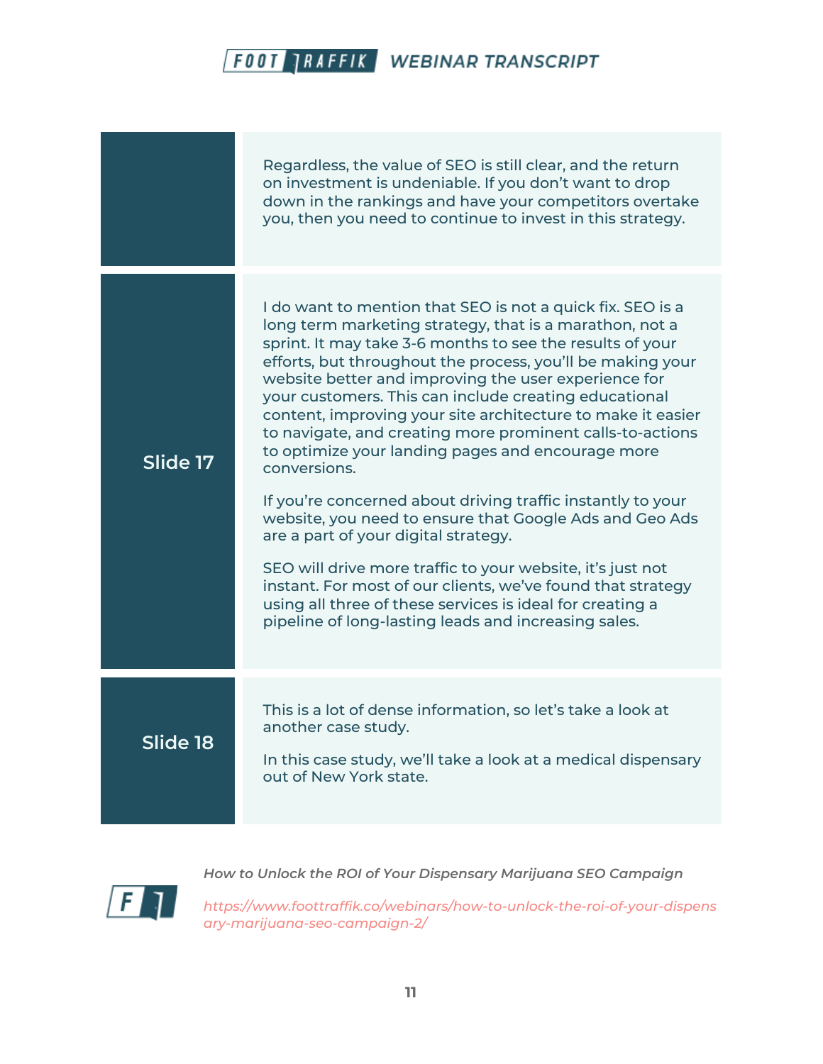| | |
|---|---|
| | Regardless, the value of SEO is still clear, and the return on investment is undeniable. If you don't want to drop down in the rankings and have your competitors overtake you, then you need to continue to invest in this strategy. |
| **Slide 17** | I do want to mention that SEO is not a quick fix. SEO is a long term marketing strategy, that is a marathon, not a sprint. It may take 3-6 months to see the results of your efforts, but throughout the process, you'll be making your website better and improving the user experience for your customers. This can include creating educational content, improving your site architecture to make it easier to navigate, and creating more prominent calls-to-actions to optimize your landing pages and encourage more conversions.<br><br>If you're concerned about driving traffic instantly to your website, you need to ensure that Google Ads and Geo Ads are a part of your digital strategy.<br><br>SEO will drive more traffic to your website, it's just not instant. For most of our clients, we've found that strategy using all three of these services is ideal for creating a pipeline of long-lasting leads and increasing sales. |
| **Slide 18** | This is a lot of dense information, so let's take a look at another case study.<br><br>In this case study, we'll take a look at a medical dispensary out of New York state. |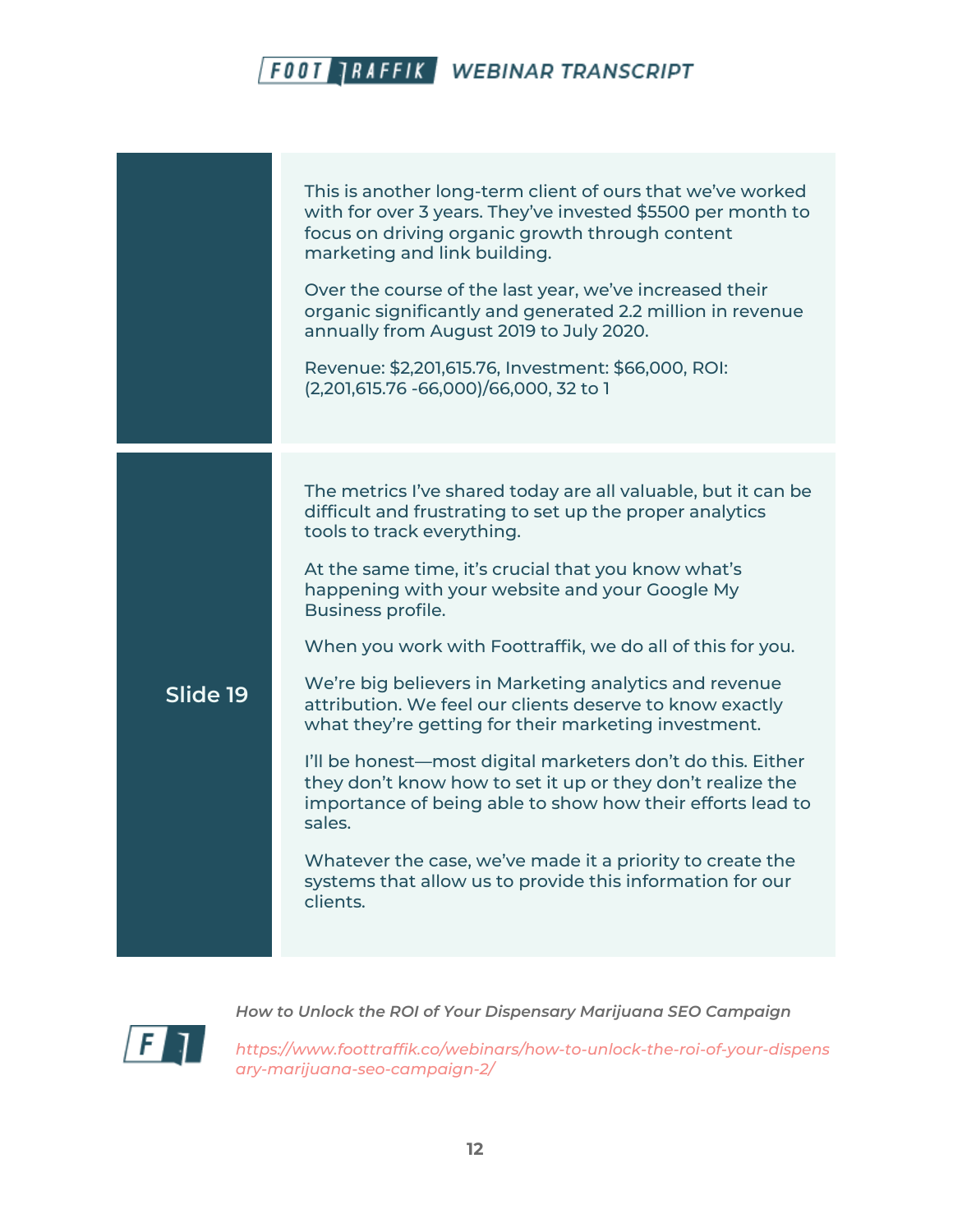This is another long-term client of ours that we've worked with for over 3 years. They've invested $5500 per month to focus on driving organic growth through content marketing and link building.

Over the course of the last year, we've increased their organic significantly and generated 2.2 million in revenue annually from August 2019 to July 2020.

Revenue: $2,201,615.76, Investment: $66,000, ROI: (2,201,615.76 -66,000)/66,000, 32 to 1

**Slide 19**

The metrics I've shared today are all valuable, but it can be difficult and frustrating to set up the proper analytics tools to track everything.

At the same time, it's crucial that you know what's happening with your website and your Google My Business profile.

When you work with Foottraffik, we do all of this for you.

We're big believers in Marketing analytics and revenue attribution. We feel our clients deserve to know exactly what they're getting for their marketing investment.

I'll be honest—most digital marketers don't do this. Either they don't know how to set it up or they don't realize the importance of being able to show how their efforts lead to sales.

Whatever the case, we've made it a priority to create the systems that allow us to provide this information for our clients.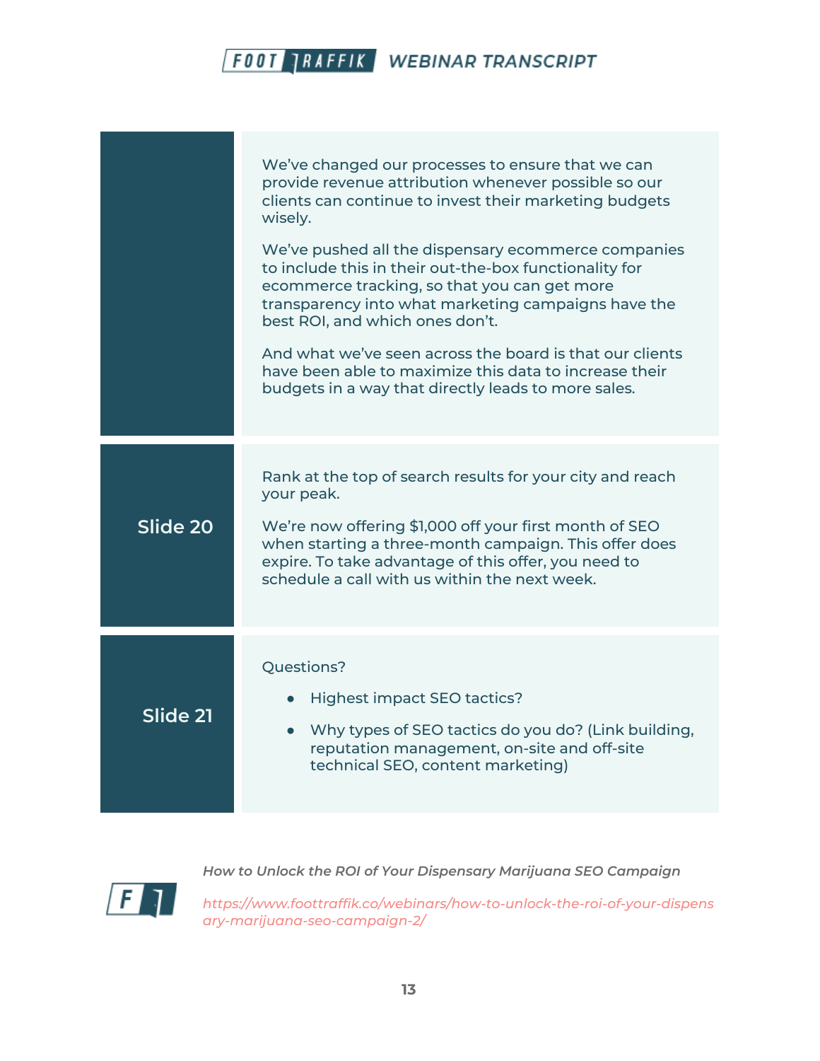| | |
|---|---|
| | We've changed our processes to ensure that we can provide revenue attribution whenever possible so our clients can continue to invest their marketing budgets wisely.<br><br>We've pushed all the dispensary ecommerce companies to include this in their out-the-box functionality for ecommerce tracking, so that you can get more transparency into what marketing campaigns have the best ROI, and which ones don't.<br><br>And what we've seen across the board is that our clients have been able to maximize this data to increase their budgets in a way that directly leads to more sales. |
| **Slide 20** | Rank at the top of search results for your city and reach your peak.<br><br>We're now offering $1,000 off your first month of SEO when starting a three-month campaign. This offer does expire. To take advantage of this offer, you need to schedule a call with us within the next week. |
| **Slide 21** | Questions?<br><br>• Highest impact SEO tactics?<br><br>• Why types of SEO tactics do you do? (Link building, reputation management, on-site and off-site technical SEO, content marketing) |

*How to Unlock the ROI of Your Dispensary Marijuana SEO Campaign*

*https://www.foottraffik.co/webinars/how-to-unlock-the-roi-of-your-dispensary-marijuana-seo-campaign-2/*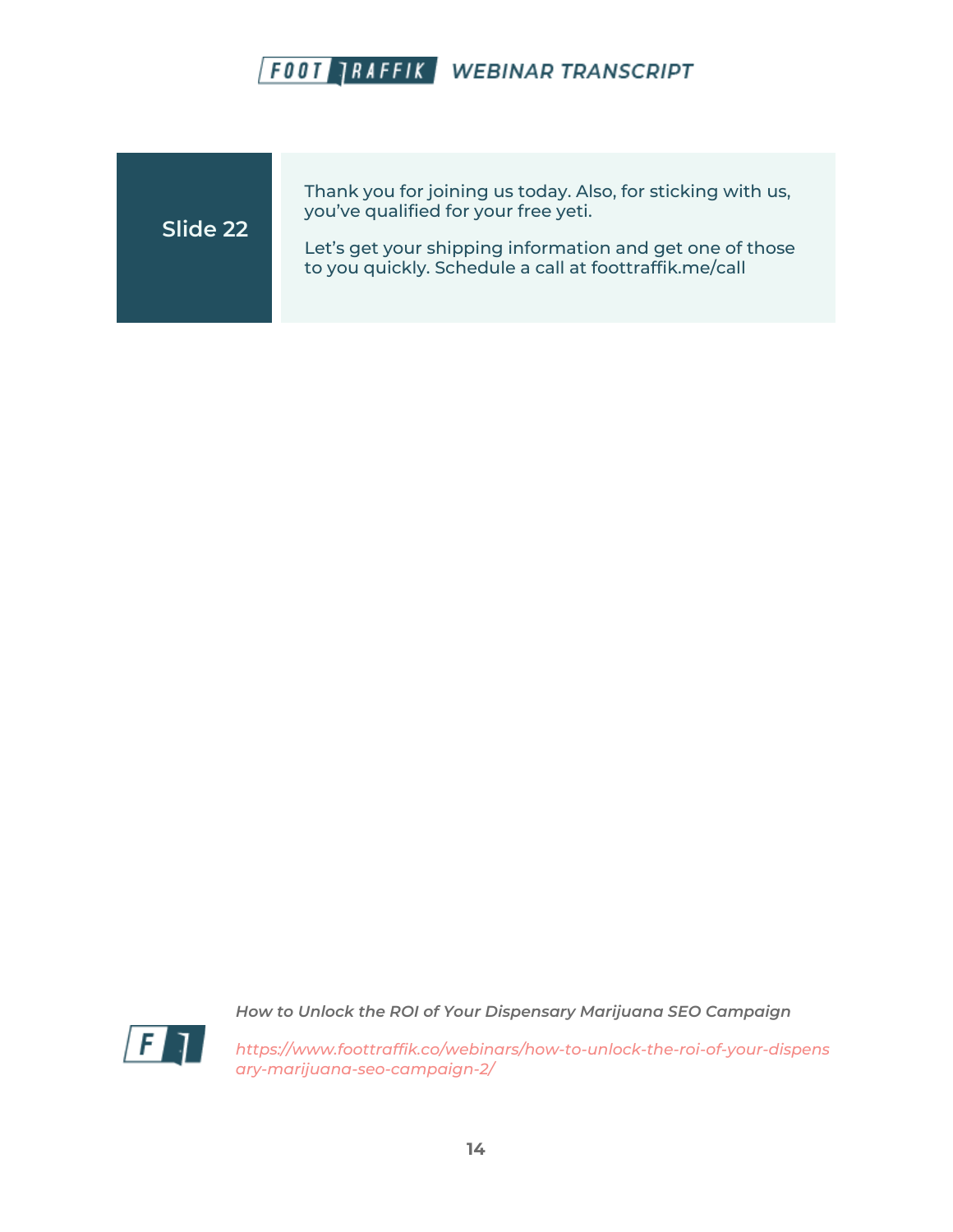**Slide 22**

Thank you for joining us today. Also, for sticking with us, you've qualified for your free yeti.

Let's get your shipping information and get one of those to you quickly. Schedule a call at foottraffik.me/call